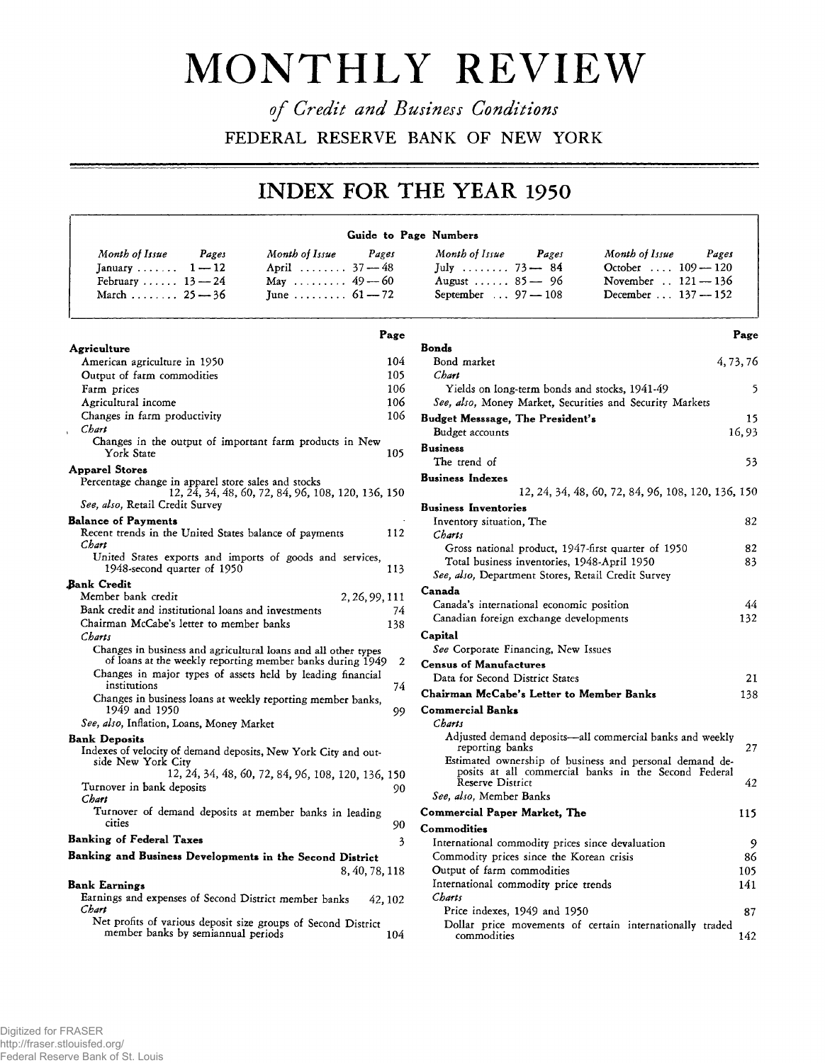# MONTHLY REVIEW

*of Credit and Business Conditions*

FEDERAL RESERVE BANK OF NEW YORK

## INDEX FOR THE YEAR 1950

**Guide to Page Numbers**

| *Month of Issue* | *Pages* | *Month of Issue* | *Pages* | *Month of Issue* | *Pages* | *Month of Issue* | *Pages* |
|---|---|---|---|---|---|---|---|
| January | 1—12 | April | 37—48 | July | 73—84 | October | 109—120 |
| February | 13—24 | May | 49—60 | August | 85—96 | November | 121—136 |
| March | 25—36 | June | 61—72 | September | 97—108 | December | 137—152 |

| | Page |
|---|---|
| **Agriculture** | |
| American agriculture in 1950 | 104 |
| Output of farm commodities | 105 |
| Farm prices | 106 |
| Agricultural income | 106 |
| Changes in farm productivity | 106 |
| *Chart* | |
| Changes in the output of important farm products in New York State | 105 |
| **Apparel Stores** | |
| Percentage change in apparel store sales and stocks | 12, 24, 34, 48, 60, 72, 84, 96, 108, 120, 136, 150 |
| *See, also,* Retail Credit Survey | |
| **Balance of Payments** | |
| Recent trends in the United States balance of payments | 112 |
| *Chart* | |
| United States exports and imports of goods and services, 1948-second quarter of 1950 | 113 |
| **Bank Credit** | |
| Member bank credit | 2, 26, 99, 111 |
| Bank credit and institutional loans and investments | 74 |
| Chairman McCabe's letter to member banks | 138 |
| *Charts* | |
| Changes in business and agricultural loans and all other types of loans at the weekly reporting member banks during 1949 | 2 |
| Changes in major types of assets held by leading financial institutions | 74 |
| Changes in business loans at weekly reporting member banks, 1949 and 1950 | 99 |
| *See, also,* Inflation, Loans, Money Market | |
| **Bank Deposits** | |
| Indexes of velocity of demand deposits, New York City and outside New York City | 12, 24, 34, 48, 60, 72, 84, 96, 108, 120, 136, 150 |
| Turnover in bank deposits | 90 |
| *Chart* | |
| Turnover of demand deposits at member banks in leading cities | 90 |
| **Banking of Federal Taxes** | 3 |
| **Banking and Business Developments in the Second District** | 8, 40, 78, 118 |
| **Bank Earnings** | |
| Earnings and expenses of Second District member banks | 42, 102 |
| *Chart* | |
| Net profits of various deposit size groups of Second District member banks by semiannual periods | 104 |
| **Bonds** | |
| Bond market | 4, 73, 76 |
| *Chart* | |
| Yields on long-term bonds and stocks, 1941-49 | 5 |
| *See, also,* Money Market, Securities and Security Markets | |
| **Budget Messsage, The President's** | 15 |
| Budget accounts | 16, 93 |
| **Business** | |
| The trend of | 53 |
| **Business Indexes** | 12, 24, 34, 48, 60, 72, 84, 96, 108, 120, 136, 150 |
| **Business Inventories** | |
| Inventory situation, The | 82 |
| *Charts* | |
| Gross national product, 1947-first quarter of 1950 | 82 |
| Total business inventories, 1948-April 1950 | 83 |
| *See, also,* Department Stores, Retail Credit Survey | |
| **Canada** | |
| Canada's international economic position | 44 |
| Canadian foreign exchange developments | 132 |
| **Capital** | |
| *See* Corporate Financing, New Issues | |
| **Census of Manufactures** | |
| Data for Second District States | 21 |
| **Chairman McCabe's Letter to Member Banks** | 138 |
| **Commercial Banks** | |
| *Charts* | |
| Adjusted demand deposits—all commercial banks and weekly reporting banks | 27 |
| Estimated ownership of business and personal demand deposits at all commercial banks in the Second Federal Reserve District | 42 |
| *See, also,* Member Banks | |
| **Commercial Paper Market, The** | 115 |
| **Commodities** | |
| International commodity prices since devaluation | 9 |
| Commodity prices since the Korean crisis | 86 |
| Output of farm commodities | 105 |
| International commodity price trends | 141 |
| *Charts* | |
| Price indexes, 1949 and 1950 | 87 |
| Dollar price movements of certain internationally traded commodities | 142 |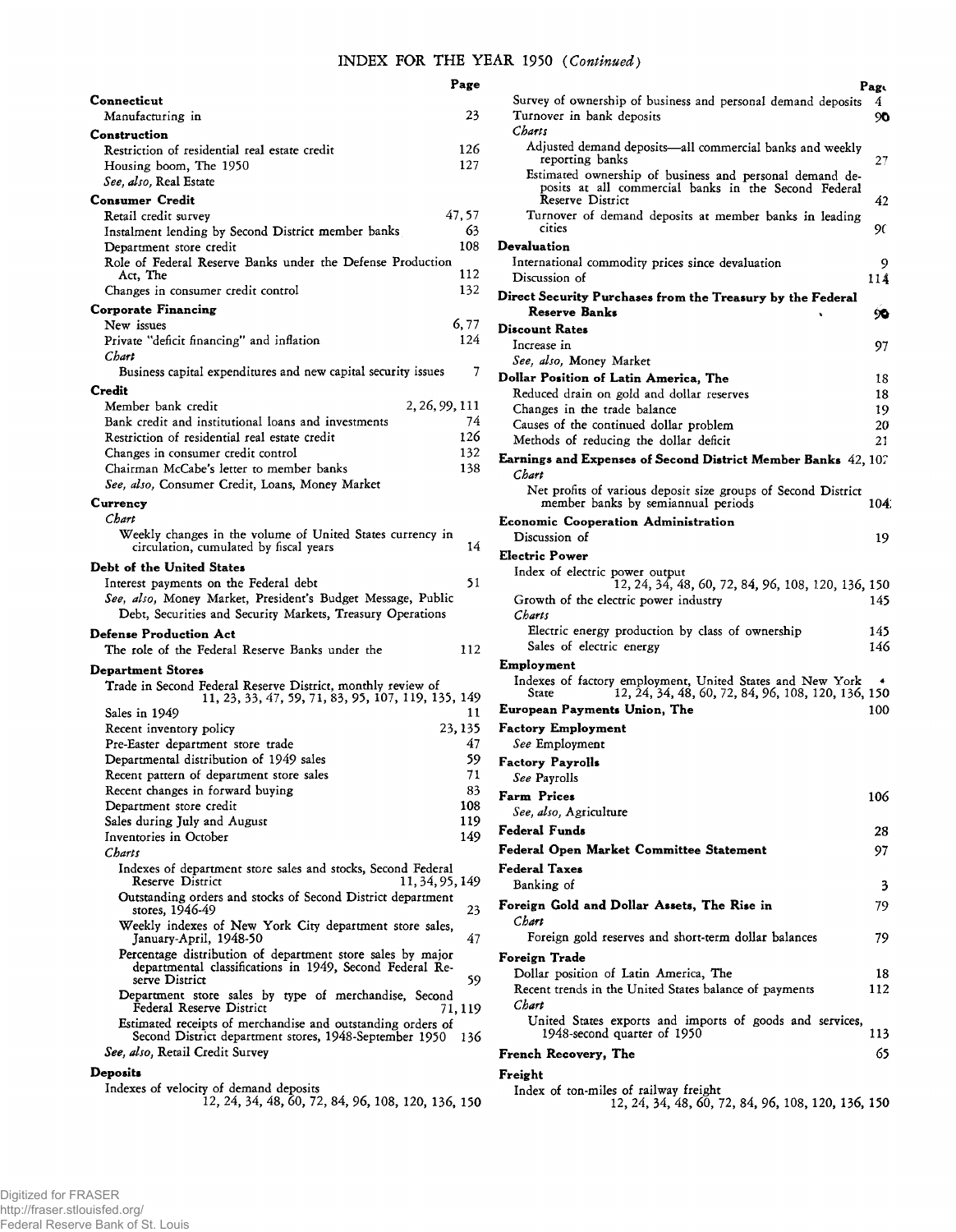## INDEX FOR THE YEAR 1950 (*Continued*)

| | Page |
|---|---|
| **Connecticut** | |
| Manufacturing in | 23 |
| **Construction** | |
| Restriction of residential real estate credit | 126 |
| Housing boom, The 1950 | 127 |
| *See, also,* Real Estate | |
| **Consumer Credit** | |
| Retail credit survey | 47, 57 |
| Instalment lending by Second District member banks | 63 |
| Department store credit | 108 |
| Role of Federal Reserve Banks under the Defense Production Act, The | 112 |
| Changes in consumer credit control | 132 |
| **Corporate Financing** | |
| New issues | 6, 77 |
| Private "deficit financing" and inflation | 124 |
| *Chart* | |
| Business capital expenditures and new capital security issues | 7 |
| **Credit** | |
| Member bank credit | 2, 26, 99, 111 |
| Bank credit and institutional loans and investments | 74 |
| Restriction of residential real estate credit | 126 |
| Changes in consumer credit control | 132 |
| Chairman McCabe's letter to member banks | 138 |
| *See, also,* Consumer Credit, Loans, Money Market | |
| **Currency** | |
| *Chart* | |
| Weekly changes in the volume of United States currency in circulation, cumulated by fiscal years | 14 |
| **Debt of the United States** | |
| Interest payments on the Federal debt | 51 |
| *See, also,* Money Market, President's Budget Message, Public Debt, Securities and Security Markets, Treasury Operations | |
| **Defense Production Act** | |
| The role of the Federal Reserve Banks under the | 112 |
| **Department Stores** | |
| Trade in Second Federal Reserve District, monthly review of | 11, 23, 33, 47, 59, 71, 83, 95, 107, 119, 135, 149 |
| Sales in 1949 | 11 |
| Recent inventory policy | 23, 135 |
| Pre-Easter department store trade | 47 |
| Departmental distribution of 1949 sales | 59 |
| Recent pattern of department store sales | 71 |
| Recent changes in forward buying | 83 |
| Department store credit | 108 |
| Sales during July and August | 119 |
| Inventories in October | 149 |
| *Charts* | |
| Indexes of department store sales and stocks, Second Federal Reserve District | 11, 34, 95, 149 |
| Outstanding orders and stocks of Second District department stores, 1946-49 | 23 |
| Weekly indexes of New York City department store sales, January-April, 1948-50 | 47 |
| Percentage distribution of department store sales by major departmental classifications in 1949, Second Federal Reserve District | 59 |
| Department store sales by type of merchandise, Second Federal Reserve District | 71, 119 |
| Estimated receipts of merchandise and outstanding orders of Second District department stores, 1948-September 1950 | 136 |
| *See, also,* Retail Credit Survey | |
| **Deposits** | |
| Indexes of velocity of demand deposits | 12, 24, 34, 48, 60, 72, 84, 96, 108, 120, 136, 150 |
| Survey of ownership of business and personal demand deposits | 4 |
| Turnover in bank deposits | 90 |
| *Charts* | |
| Adjusted demand deposits—all commercial banks and weekly reporting banks | 27 |
| Estimated ownership of business and personal demand deposits at all commercial banks in the Second Federal Reserve District | 42 |
| Turnover of demand deposits at member banks in leading cities | 90 |
| **Devaluation** | |
| International commodity prices since devaluation | 9 |
| Discussion of | 114 |
| **Direct Security Purchases from the Treasury by the Federal Reserve Banks** | 90 |
| **Discount Rates** | |
| Increase in | 97 |
| *See, also,* Money Market | |
| **Dollar Position of Latin America, The** | 18 |
| Reduced drain on gold and dollar reserves | 18 |
| Changes in the trade balance | 19 |
| Causes of the continued dollar problem | 20 |
| Methods of reducing the dollar deficit | 21 |
| **Earnings and Expenses of Second District Member Banks** | 42, 102 |
| *Chart* | |
| Net profits of various deposit size groups of Second District member banks by semiannual periods | 104 |
| **Economic Cooperation Administration** | |
| Discussion of | 19 |
| **Electric Power** | |
| Index of electric power output | 12, 24, 34, 48, 60, 72, 84, 96, 108, 120, 136, 150 |
| Growth of the electric power industry | 145 |
| *Charts* | |
| Electric energy production by class of ownership | 145 |
| Sales of electric energy | 146 |
| **Employment** | |
| Indexes of factory employment, United States and New York State | 12, 24, 34, 48, 60, 72, 84, 96, 108, 120, 136, 150 |
| **European Payments Union, The** | 100 |
| **Factory Employment** | |
| *See* Employment | |
| **Factory Payrolls** | |
| *See* Payrolls | |
| **Farm Prices** | 106 |
| *See, also,* Agriculture | |
| **Federal Funds** | 28 |
| **Federal Open Market Committee Statement** | 97 |
| **Federal Taxes** | |
| Banking of | 3 |
| **Foreign Gold and Dollar Assets, The Rise in** | 79 |
| *Chart* | |
| Foreign gold reserves and short-term dollar balances | 79 |
| **Foreign Trade** | |
| Dollar position of Latin America, The | 18 |
| Recent trends in the United States balance of payments | 112 |
| *Chart* | |
| United States exports and imports of goods and services, 1948-second quarter of 1950 | 113 |
| **French Recovery, The** | 65 |
| **Freight** | |
| Index of ton-miles of railway freight | 12, 24, 34, 48, 60, 72, 84, 96, 108, 120, 136, 150 |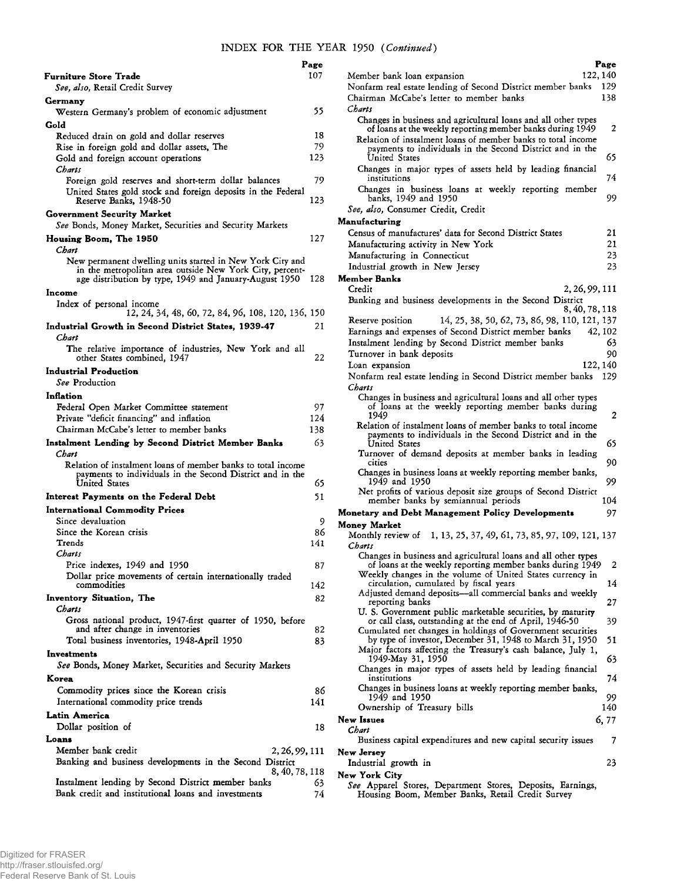## INDEX FOR THE YEAR 1950 (*Continued*)

| | Page |
|---|---|
| **Furniture Store Trade** | 107 |
| *See, also,* Retail Credit Survey | |
| **Germany** | |
| Western Germany's problem of economic adjustment | 55 |
| **Gold** | |
| Reduced drain on gold and dollar reserves | 18 |
| Rise in foreign gold and dollar assets, The | 79 |
| Gold and foreign account operations | 123 |
| *Charts* | |
| Foreign gold reserves and short-term dollar balances | 79 |
| United States gold stock and foreign deposits in the Federal Reserve Banks, 1948-50 | 123 |
| **Government Security Market** | |
| *See* Bonds, Money Market, Securities and Security Markets | |
| **Housing Boom, The 1950** | 127 |
| *Chart* | |
| New permanent dwelling units started in New York City and in the metropolitan area outside New York City, percentage distribution by type, 1949 and January-August 1950 | 128 |
| **Income** | |
| Index of personal income | 12, 24, 34, 48, 60, 72, 84, 96, 108, 120, 136, 150 |
| **Industrial Growth in Second District States, 1939-47** | 21 |
| *Chart* | |
| The relative importance of industries, New York and all other States combined, 1947 | 22 |
| **Industrial Production** | |
| *See* Production | |
| **Inflation** | |
| Federal Open Market Committee statement | 97 |
| Private "deficit financing" and inflation | 124 |
| Chairman McCabe's letter to member banks | 138 |
| **Instalment Lending by Second District Member Banks** | 63 |
| *Chart* | |
| Relation of instalment loans of member banks to total income payments to individuals in the Second District and in the United States | 65 |
| **Interest Payments on the Federal Debt** | 51 |
| **International Commodity Prices** | |
| Since devaluation | 9 |
| Since the Korean crisis | 86 |
| Trends | 141 |
| *Charts* | |
| Price indexes, 1949 and 1950 | 87 |
| Dollar price movements of certain internationally traded commodities | 142 |
| **Inventory Situation, The** | 82 |
| *Charts* | |
| Gross national product, 1947-first quarter of 1950, before and after change in inventories | 82 |
| Total business inventories, 1948-April 1950 | 83 |
| **Investments** | |
| *See* Bonds, Money Market, Securities and Security Markets | |
| **Korea** | |
| Commodity prices since the Korean crisis | 86 |
| International commodity price trends | 141 |
| **Latin America** | |
| Dollar position of | 18 |
| **Loans** | |
| Member bank credit | 2, 26, 99, 111 |
| Banking and business developments in the Second District | 8, 40, 78, 118 |
| Instalment lending by Second District member banks | 63 |
| Bank credit and institutional loans and investments | 74 |
| Member bank loan expansion | 122, 140 |
| Nonfarm real estate lending of Second District member banks | 129 |
| Chairman McCabe's letter to member banks | 138 |
| *Charts* | |
| Changes in business and agricultural loans and all other types of loans at the weekly reporting member banks during 1949 | 2 |
| Relation of instalment loans of member banks to total income payments to individuals in the Second District and in the United States | 65 |
| Changes in major types of assets held by leading financial institutions | 74 |
| Changes in business loans at weekly reporting member banks, 1949 and 1950 | 99 |
| *See, also,* Consumer Credit, Credit | |
| **Manufacturing** | |
| Census of manufactures' data for Second District States | 21 |
| Manufacturing activity in New York | 21 |
| Manufacturing in Connecticut | 23 |
| Industrial growth in New Jersey | 23 |
| **Member Banks** | |
| Credit | 2, 26, 99, 111 |
| Banking and business developments in the Second District | 8, 40, 78, 118 |
| Reserve position | 14, 25, 38, 50, 62, 73, 86, 98, 110, 121, 137 |
| Earnings and expenses of Second District member banks | 42, 102 |
| Instalment lending by Second District member banks | 63 |
| Turnover in bank deposits | 90 |
| Loan expansion | 122, 140 |
| Nonfarm real estate lending in Second District member banks | 129 |
| *Charts* | |
| Changes in business and agricultural loans and all other types of loans at the weekly reporting member banks during 1949 | 2 |
| Relation of instalment loans of member banks to total income payments to individuals in the Second District and in the United States | 65 |
| Turnover of demand deposits at member banks in leading cities | 90 |
| Changes in business loans at weekly reporting member banks, 1949 and 1950 | 99 |
| Net profits of various deposit size groups of Second District member banks by semiannual periods | 104 |
| **Monetary and Debt Management Policy Developments** | 97 |
| **Money Market** | |
| Monthly review of | 1, 13, 25, 37, 49, 61, 73, 85, 97, 109, 121, 137 |
| *Charts* | |
| Changes in business and agricultural loans and all other types of loans at the weekly reporting member banks during 1949 | 2 |
| Weekly changes in the volume of United States currency in circulation, cumulated by fiscal years | 14 |
| Adjusted demand deposits—all commercial banks and weekly reporting banks | 27 |
| U. S. Government public marketable securities, by maturity or call class, outstanding at the end of April, 1946-50 | 39 |
| Cumulated net changes in holdings of Government securities by type of investor, December 31, 1948 to March 31, 1950 | 51 |
| Major factors affecting the Treasury's cash balance, July 1, 1949-May 31, 1950 | 63 |
| Changes in major types of assets held by leading financial institutions | 74 |
| Changes in business loans at weekly reporting member banks, 1949 and 1950 | 99 |
| Ownership of Treasury bills | 140 |
| **New Issues** | 6, 77 |
| *Chart* | |
| Business capital expenditures and new capital security issues | 7 |
| **New Jersey** | |
| Industrial growth in | 23 |
| **New York City** | |
| *See* Apparel Stores, Department Stores, Deposits, Earnings, Housing Boom, Member Banks, Retail Credit Survey | |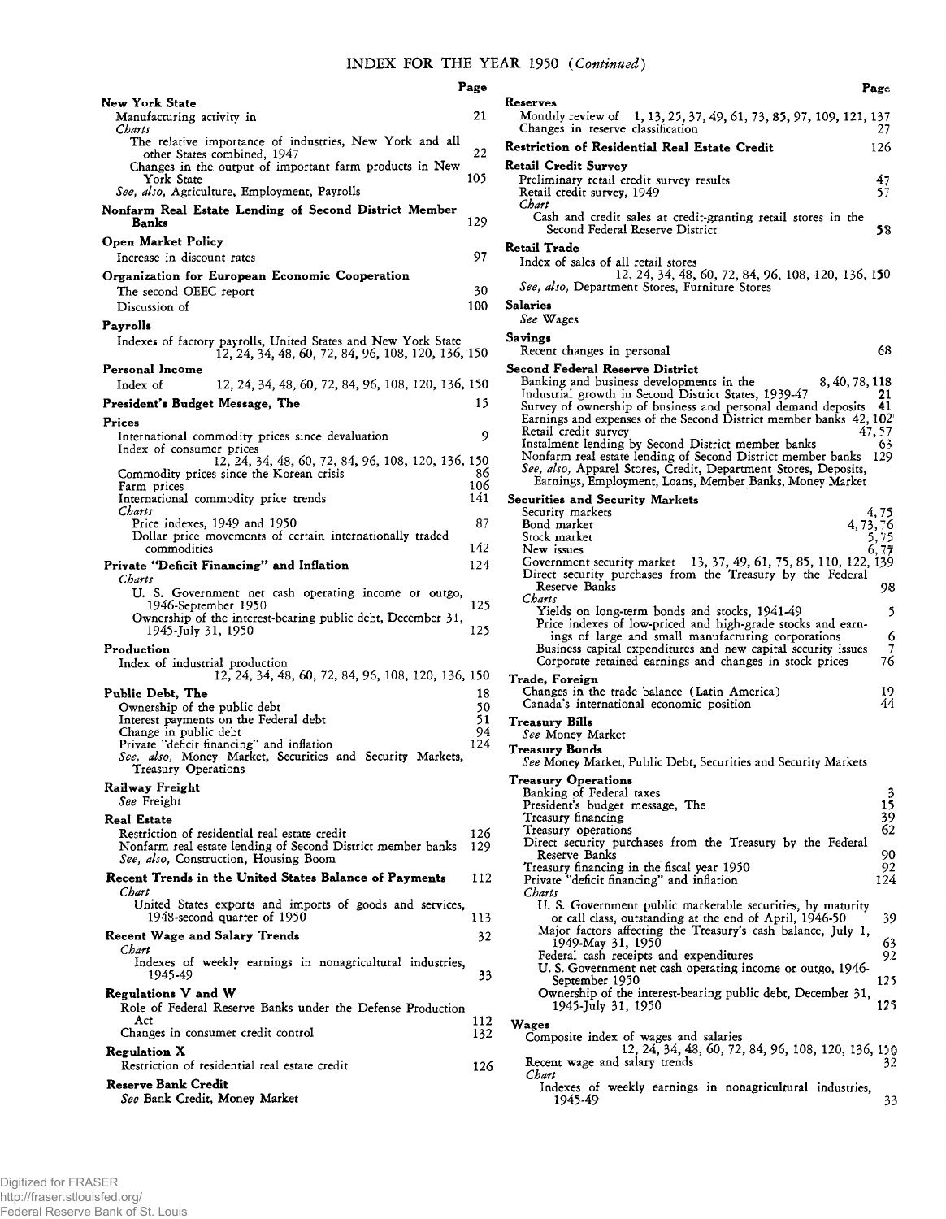## INDEX FOR THE YEAR 1950 (*Continued*)

| | Page |
|---|---|
| **New York State** | |
| Manufacturing activity in | 21 |
| *Charts* | |
| The relative importance of industries, New York and all other States combined, 1947 | 22 |
| Changes in the output of important farm products in New York State | 105 |
| *See, also,* Agriculture, Employment, Payrolls | |
| **Nonfarm Real Estate Lending of Second District Member Banks** | 129 |
| **Open Market Policy** | |
| Increase in discount rates | 97 |
| **Organization for European Economic Cooperation** | |
| The second OEEC report | 30 |
| Discussion of | 100 |
| **Payrolls** | |
| Indexes of factory payrolls, United States and New York State | 12, 24, 34, 48, 60, 72, 84, 96, 108, 120, 136, 150 |
| **Personal Income** | |
| Index of | 12, 24, 34, 48, 60, 72, 84, 96, 108, 120, 136, 150 |
| **President's Budget Message, The** | 15 |
| **Prices** | |
| International commodity prices since devaluation | 9 |
| Index of consumer prices | 12, 24, 34, 48, 60, 72, 84, 96, 108, 120, 136, 150 |
| Commodity prices since the Korean crisis | 86 |
| Farm prices | 106 |
| International commodity price trends | 141 |
| *Charts* | |
| Price indexes, 1949 and 1950 | 87 |
| Dollar price movements of certain internationally traded commodities | 142 |
| **Private "Deficit Financing" and Inflation** | 124 |
| *Charts* | |
| U. S. Government net cash operating income or outgo, 1946-September 1950 | 125 |
| Ownership of the interest-bearing public debt, December 31, 1945-July 31, 1950 | 125 |
| **Production** | |
| Index of industrial production | 12, 24, 34, 48, 60, 72, 84, 96, 108, 120, 136, 150 |
| **Public Debt, The** | 18 |
| Ownership of the public debt | 50 |
| Interest payments on the Federal debt | 51 |
| Change in public debt | 94 |
| Private "deficit financing" and inflation | 124 |
| *See, also,* Money Market, Securities and Security Markets, Treasury Operations | |
| **Railway Freight** | |
| *See* Freight | |
| **Real Estate** | |
| Restriction of residential real estate credit | 126 |
| Nonfarm real estate lending of Second District member banks | 129 |
| *See, also,* Construction, Housing Boom | |
| **Recent Trends in the United States Balance of Payments** | 112 |
| *Chart* | |
| United States exports and imports of goods and services, 1948-second quarter of 1950 | 113 |
| **Recent Wage and Salary Trends** | 32 |
| *Chart* | |
| Indexes of weekly earnings in nonagricultural industries, 1945-49 | 33 |
| **Regulations V and W** | |
| Role of Federal Reserve Banks under the Defense Production Act | 112 |
| Changes in consumer credit control | 132 |
| **Regulation X** | |
| Restriction of residential real estate credit | 126 |
| **Reserve Bank Credit** | |
| *See* Bank Credit, Money Market | |
| **Reserves** | |
| Monthly review of | 1, 13, 25, 37, 49, 61, 73, 85, 97, 109, 121, 137 |
| Changes in reserve classification | 27 |
| **Restriction of Residential Real Estate Credit** | 126 |
| **Retail Credit Survey** | |
| Preliminary retail credit survey results | 47 |
| Retail credit survey, 1949 | 57 |
| *Chart* | |
| Cash and credit sales at credit-granting retail stores in the Second Federal Reserve District | 58 |
| **Retail Trade** | |
| Index of sales of all retail stores | 12, 24, 34, 48, 60, 72, 84, 96, 108, 120, 136, 150 |
| *See, also,* Department Stores, Furniture Stores | |
| **Salaries** | |
| *See* Wages | |
| **Savings** | |
| Recent changes in personal | 68 |
| **Second Federal Reserve District** | |
| Banking and business developments in the | 8, 40, 78, 118 |
| Industrial growth in Second District States, 1939-47 | 21 |
| Survey of ownership of business and personal demand deposits | 41 |
| Earnings and expenses of the Second District member banks | 42, 102 |
| Retail credit survey | 47, 57 |
| Instalment lending by Second District member banks | 63 |
| Nonfarm real estate lending of Second District member banks | 129 |
| *See, also,* Apparel Stores, Credit, Department Stores, Deposits, Earnings, Employment, Loans, Member Banks, Money Market | |
| **Securities and Security Markets** | |
| Security markets | 4, 75 |
| Bond market | 4, 73, 76 |
| Stock market | 5, 75 |
| New issues | 6, 77 |
| Government security market | 13, 37, 49, 61, 75, 85, 110, 122, 139 |
| Direct security purchases from the Treasury by the Federal Reserve Banks | 98 |
| *Charts* | |
| Yields on long-term bonds and stocks, 1941-49 | 5 |
| Price indexes of low-priced and high-grade stocks and earnings of large and small manufacturing corporations | 6 |
| Business capital expenditures and new capital security issues | 7 |
| Corporate retained earnings and changes in stock prices | 76 |
| **Trade, Foreign** | |
| Changes in the trade balance (Latin America) | 19 |
| Canada's international economic position | 44 |
| **Treasury Bills** | |
| *See* Money Market | |
| **Treasury Bonds** | |
| *See* Money Market, Public Debt, Securities and Security Markets | |
| **Treasury Operations** | |
| Banking of Federal taxes | 3 |
| President's budget message, The | 15 |
| Treasury financing | 39 |
| Treasury operations | 62 |
| Direct security purchases from the Treasury by the Federal Reserve Banks | 90 |
| Treasury financing in the fiscal year 1950 | 92 |
| Private "deficit financing" and inflation | 124 |
| *Charts* | |
| U. S. Government public marketable securities, by maturity or call class, outstanding at the end of April, 1946-50 | 39 |
| Major factors affecting the Treasury's cash balance, July 1, 1949-May 31, 1950 | 63 |
| Federal cash receipts and expenditures | 92 |
| U. S. Government net cash operating income or outgo, 1946-September 1950 | 125 |
| Ownership of the interest-bearing public debt, December 31, 1945-July 31, 1950 | 125 |
| **Wages** | |
| Composite index of wages and salaries | 12, 24, 34, 48, 60, 72, 84, 96, 108, 120, 136, 150 |
| Recent wage and salary trends | 32 |
| *Chart* | |
| Indexes of weekly earnings in nonagricultural industries, 1945-49 | 33 |

Digitized for FRASER
http://fraser.stlouisfed.org/
Federal Reserve Bank of St. Louis